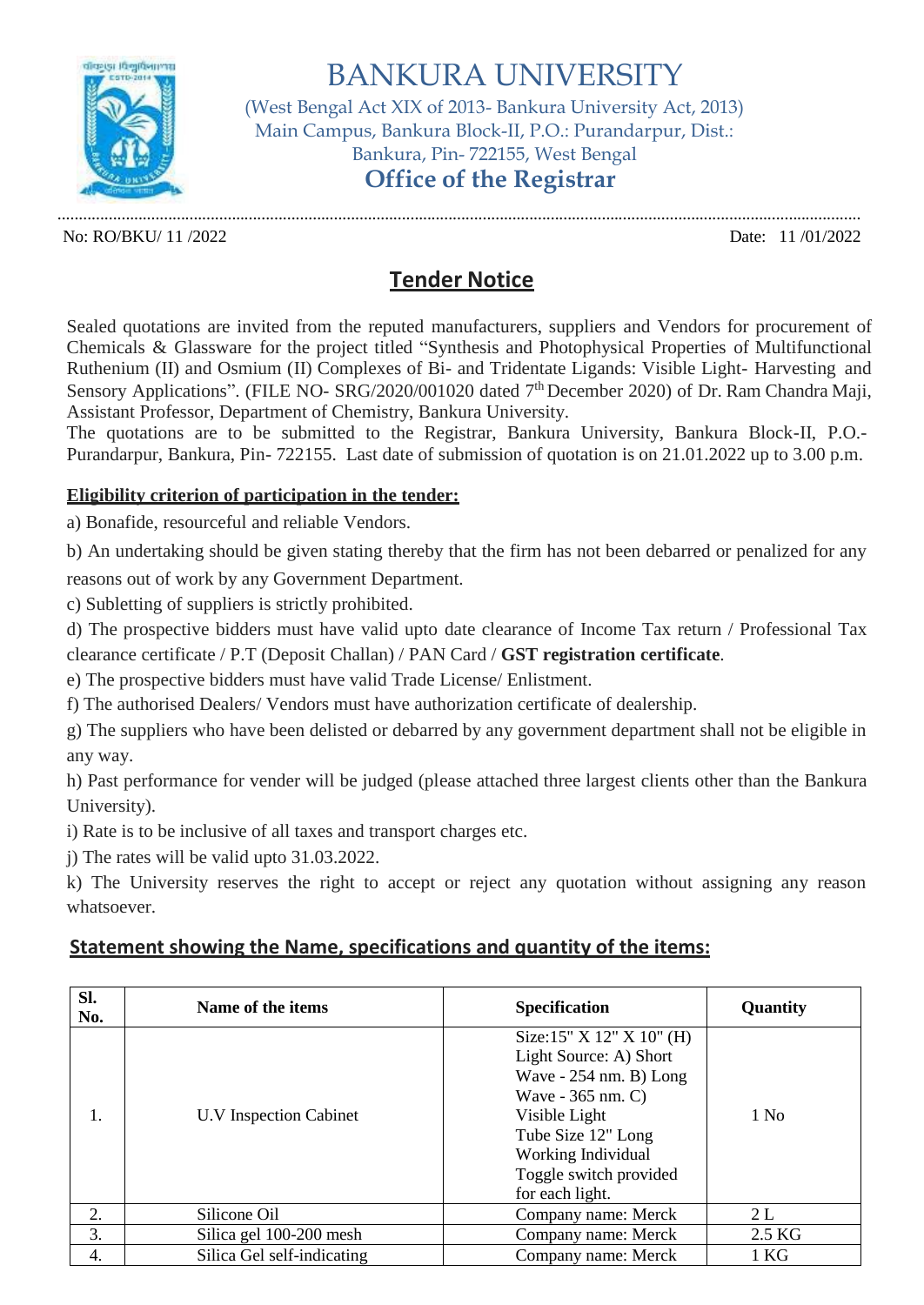# BANKURA UNIVERSITY

(West Bengal Act XIX of 2013- Bankura University Act, 2013)
Main Campus, Bankura Block-II, P.O.: Purandarpur, Dist.: Bankura, Pin- 722155, West Bengal

## Office of the Registrar

No: RO/BKU/ 11 /2022

Date: 11 /01/2022

## Tender Notice

Sealed quotations are invited from the reputed manufacturers, suppliers and Vendors for procurement of Chemicals & Glassware for the project titled "Synthesis and Photophysical Properties of Multifunctional Ruthenium (II) and Osmium (II) Complexes of Bi- and Tridentate Ligands: Visible Light- Harvesting and Sensory Applications". (FILE NO- SRG/2020/001020 dated 7th December 2020) of Dr. Ram Chandra Maji, Assistant Professor, Department of Chemistry, Bankura University.

The quotations are to be submitted to the Registrar, Bankura University, Bankura Block-II, P.O.- Purandarpur, Bankura, Pin- 722155. Last date of submission of quotation is on 21.01.2022 up to 3.00 p.m.

**Eligibility criterion of participation in the tender:**

a) Bonafide, resourceful and reliable Vendors.

b) An undertaking should be given stating thereby that the firm has not been debarred or penalized for any reasons out of work by any Government Department.

c) Subletting of suppliers is strictly prohibited.

d) The prospective bidders must have valid upto date clearance of Income Tax return / Professional Tax clearance certificate / P.T (Deposit Challan) / PAN Card / **GST registration certificate**.

e) The prospective bidders must have valid Trade License/ Enlistment.

f) The authorised Dealers/ Vendors must have authorization certificate of dealership.

g) The suppliers who have been delisted or debarred by any government department shall not be eligible in any way.

h) Past performance for vender will be judged (please attached three largest clients other than the Bankura University).

i) Rate is to be inclusive of all taxes and transport charges etc.

j) The rates will be valid upto 31.03.2022.

k) The University reserves the right to accept or reject any quotation without assigning any reason whatsoever.

**Statement showing the Name, specifications and quantity of the items:**

| Sl. No. | Name of the items | Specification | Quantity |
|---|---|---|---|
| 1. | U.V Inspection Cabinet | Size:15" X 12" X 10" (H) Light Source: A) Short Wave - 254 nm. B) Long Wave - 365 nm. C) Visible Light Tube Size 12" Long Working Individual Toggle switch provided for each light. | 1 No |
| 2. | Silicone Oil | Company name: Merck | 2 L |
| 3. | Silica gel 100-200 mesh | Company name: Merck | 2.5 KG |
| 4. | Silica Gel self-indicating | Company name: Merck | 1 KG |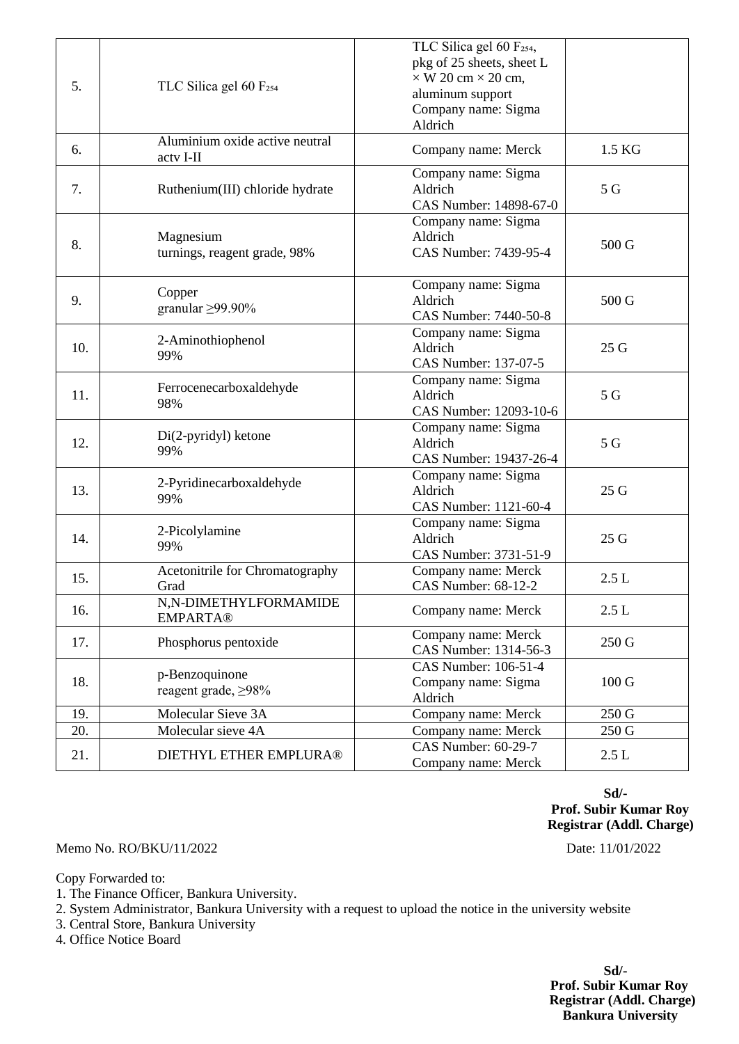| | | | |
|---|---|---|---|
| 5. | TLC Silica gel 60 $F_{254}$ | TLC Silica gel 60 $F_{254}$, pkg of 25 sheets, sheet L × W 20 cm × 20 cm, aluminum support Company name: Sigma Aldrich | |
| 6. | Aluminium oxide active neutral actv I-II | Company name: Merck | 1.5 KG |
| 7. | Ruthenium(III) chloride hydrate | Company name: Sigma Aldrich CAS Number: 14898-67-0 | 5 G |
| 8. | Magnesium turnings, reagent grade, 98% | Company name: Sigma Aldrich CAS Number: 7439-95-4 | 500 G |
| 9. | Copper granular ≥99.90% | Company name: Sigma Aldrich CAS Number: 7440-50-8 | 500 G |
| 10. | 2-Aminothiophenol 99% | Company name: Sigma Aldrich CAS Number: 137-07-5 | 25 G |
| 11. | Ferrocenecarboxaldehyde 98% | Company name: Sigma Aldrich CAS Number: 12093-10-6 | 5 G |
| 12. | Di(2-pyridyl) ketone 99% | Company name: Sigma Aldrich CAS Number: 19437-26-4 | 5 G |
| 13. | 2-Pyridinecarboxaldehyde 99% | Company name: Sigma Aldrich CAS Number: 1121-60-4 | 25 G |
| 14. | 2-Picolylamine 99% | Company name: Sigma Aldrich CAS Number: 3731-51-9 | 25 G |
| 15. | Acetonitrile for Chromatography Grad | Company name: Merck CAS Number: 68-12-2 | 2.5 L |
| 16. | N,N-DIMETHYLFORMAMIDE EMPARTA® | Company name: Merck | 2.5 L |
| 17. | Phosphorus pentoxide | Company name: Merck CAS Number: 1314-56-3 | 250 G |
| 18. | p-Benzoquinone reagent grade, ≥98% | CAS Number: 106-51-4 Company name: Sigma Aldrich | 100 G |
| 19. | Molecular Sieve 3A | Company name: Merck | 250 G |
| 20. | Molecular sieve 4A | Company name: Merck | 250 G |
| 21. | DIETHYL ETHER EMPLURA® | CAS Number: 60-29-7 Company name: Merck | 2.5 L |

**Sd/-**
**Prof. Subir Kumar Roy**
**Registrar (Addl. Charge)**

Memo No. RO/BKU/11/2022

Date: 11/01/2022

Copy Forwarded to:

1. The Finance Officer, Bankura University.
2. System Administrator, Bankura University with a request to upload the notice in the university website
3. Central Store, Bankura University
4. Office Notice Board

**Sd/-**
**Prof. Subir Kumar Roy**
**Registrar (Addl. Charge)**
**Bankura University**